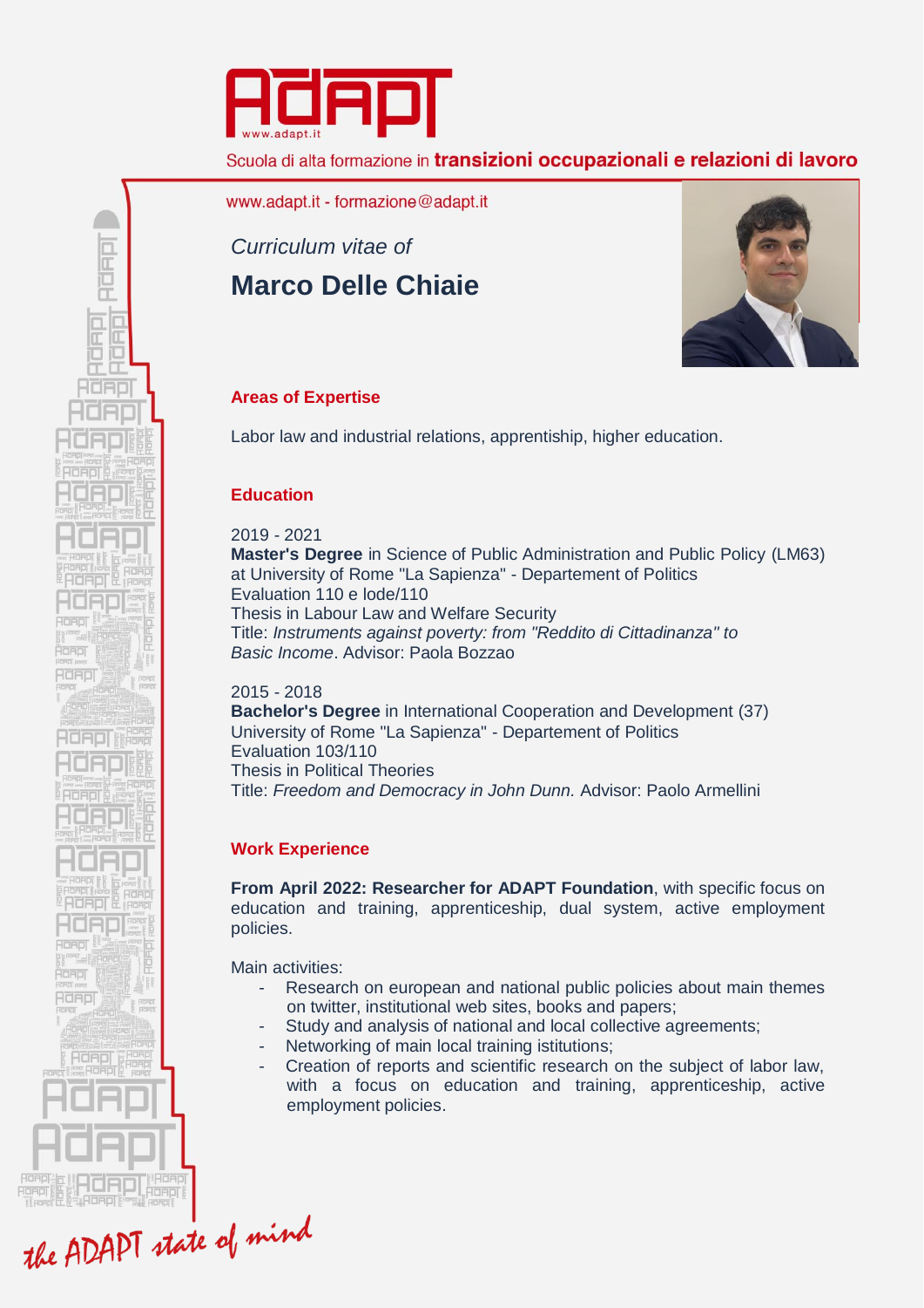Scuola di alta formazione in **transizioni occupazionali e relazioni di lavoro**

www.adapt.it - formazione@adapt.it

*Curriculum vitae of*

# Marco Delle Chiaie

## Areas of Expertise

Labor law and industrial relations, apprentiship, higher education.

## Education

2019 - 2021
**Master's Degree** in Science of Public Administration and Public Policy (LM63) at University of Rome "La Sapienza" - Departement of Politics
Evaluation 110 e lode/110
Thesis in Labour Law and Welfare Security
Title: *Instruments against poverty: from "Reddito di Cittadinanza" to Basic Income*. Advisor: Paola Bozzao

2015 - 2018
**Bachelor's Degree** in International Cooperation and Development (37)
University of Rome "La Sapienza" - Departement of Politics
Evaluation 103/110
Thesis in Political Theories
Title: *Freedom and Democracy in John Dunn.* Advisor: Paolo Armellini

## Work Experience

**From April 2022: Researcher for ADAPT Foundation**, with specific focus on education and training, apprenticeship, dual system, active employment policies.

Main activities:

- Research on european and national public policies about main themes on twitter, institutional web sites, books and papers;
- Study and analysis of national and local collective agreements;
- Networking of main local training istitutions;
- Creation of reports and scientific research on the subject of labor law, with a focus on education and training, apprenticeship, active employment policies.

*the ADAPT state of mind*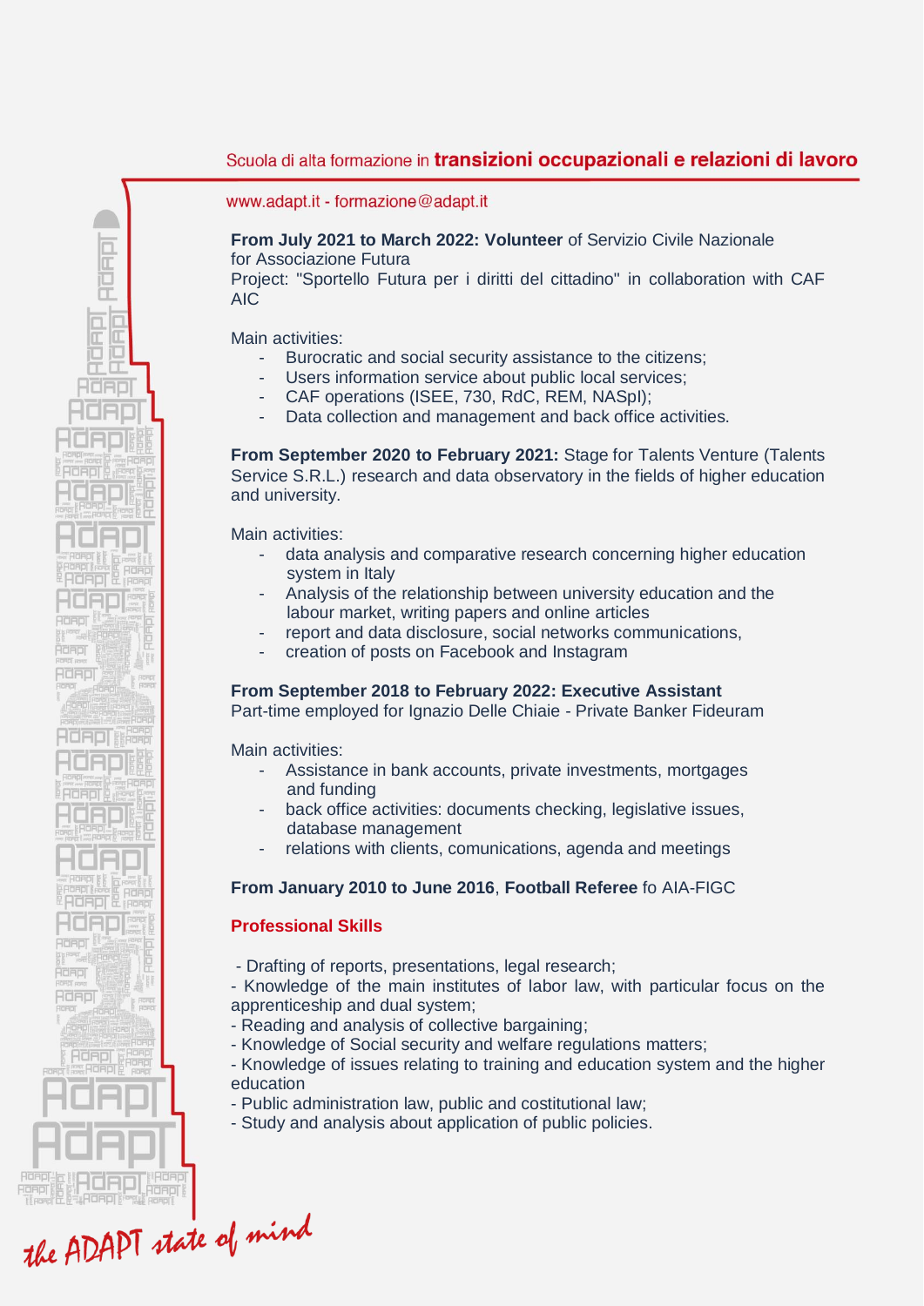**From July 2021 to March 2022: Volunteer** of Servizio Civile Nazionale for Associazione Futura
Project: "Sportello Futura per i diritti del cittadino" in collaboration with CAF AIC

Main activities:

- Burocratic and social security assistance to the citizens;
- Users information service about public local services;
- CAF operations (ISEE, 730, RdC, REM, NASpI);
- Data collection and management and back office activities.

**From September 2020 to February 2021:** Stage for Talents Venture (Talents Service S.R.L.) research and data observatory in the fields of higher education and university.

Main activities:

- data analysis and comparative research concerning higher education system in Italy
- Analysis of the relationship between university education and the labour market, writing papers and online articles
- report and data disclosure, social networks communications,
- creation of posts on Facebook and Instagram

**From September 2018 to February 2022: Executive Assistant**
Part-time employed for Ignazio Delle Chiaie - Private Banker Fideuram

Main activities:

- Assistance in bank accounts, private investments, mortgages and funding
- back office activities: documents checking, legislative issues, database management
- relations with clients, comunications, agenda and meetings

**From January 2010 to June 2016**, **Football Referee** fo AIA-FIGC

## Professional Skills

- Drafting of reports, presentations, legal research;
- Knowledge of the main institutes of labor law, with particular focus on the apprenticeship and dual system;
- Reading and analysis of collective bargaining;
- Knowledge of Social security and welfare regulations matters;
- Knowledge of issues relating to training and education system and the higher education
- Public administration law, public and costitutional law;
- Study and analysis about application of public policies.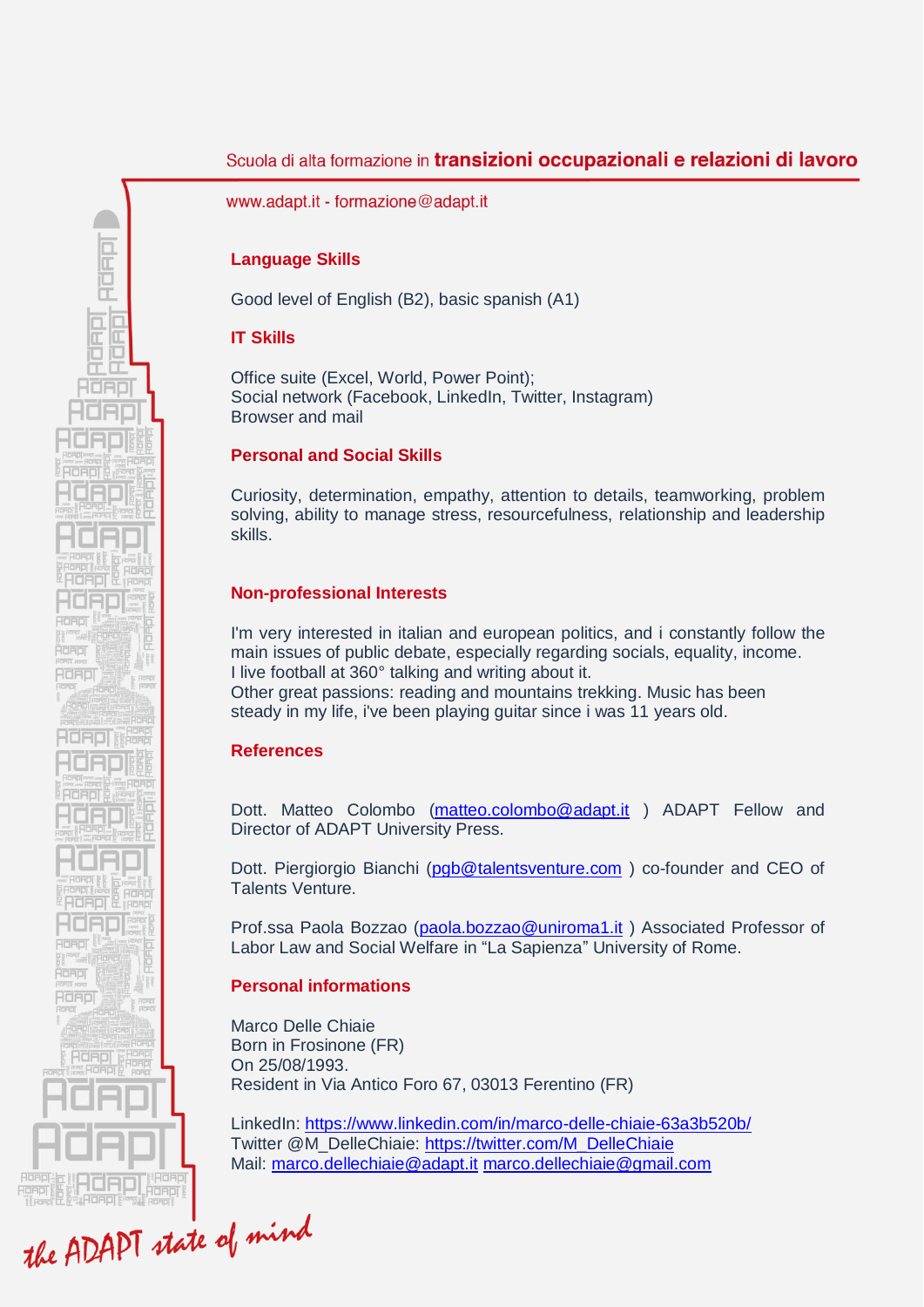## Language Skills

Good level of English (B2), basic spanish (A1)

## IT Skills

Office suite (Excel, World, Power Point);
Social network (Facebook, LinkedIn, Twitter, Instagram)
Browser and mail

## Personal and Social Skills

Curiosity, determination, empathy, attention to details, teamworking, problem solving, ability to manage stress, resourcefulness, relationship and leadership skills.

## Non-professional Interests

I'm very interested in italian and european politics, and i constantly follow the main issues of public debate, especially regarding socials, equality, income.
I live football at 360° talking and writing about it.
Other great passions: reading and mountains trekking. Music has been steady in my life, i've been playing guitar since i was 11 years old.

## References

Dott. Matteo Colombo (matteo.colombo@adapt.it ) ADAPT Fellow and Director of ADAPT University Press.

Dott. Piergiorgio Bianchi (pgb@talentsventure.com ) co-founder and CEO of Talents Venture.

Prof.ssa Paola Bozzao (paola.bozzao@uniroma1.it ) Associated Professor of Labor Law and Social Welfare in “La Sapienza” University of Rome.

## Personal informations

Marco Delle Chiaie
Born in Frosinone (FR)
On 25/08/1993.
Resident in Via Antico Foro 67, 03013 Ferentino (FR)

LinkedIn: https://www.linkedin.com/in/marco-delle-chiaie-63a3b520b/
Twitter @M_DelleChiaie: https://twitter.com/M_DelleChiaie
Mail: marco.dellechiaie@adapt.it marco.dellechiaie@gmail.com